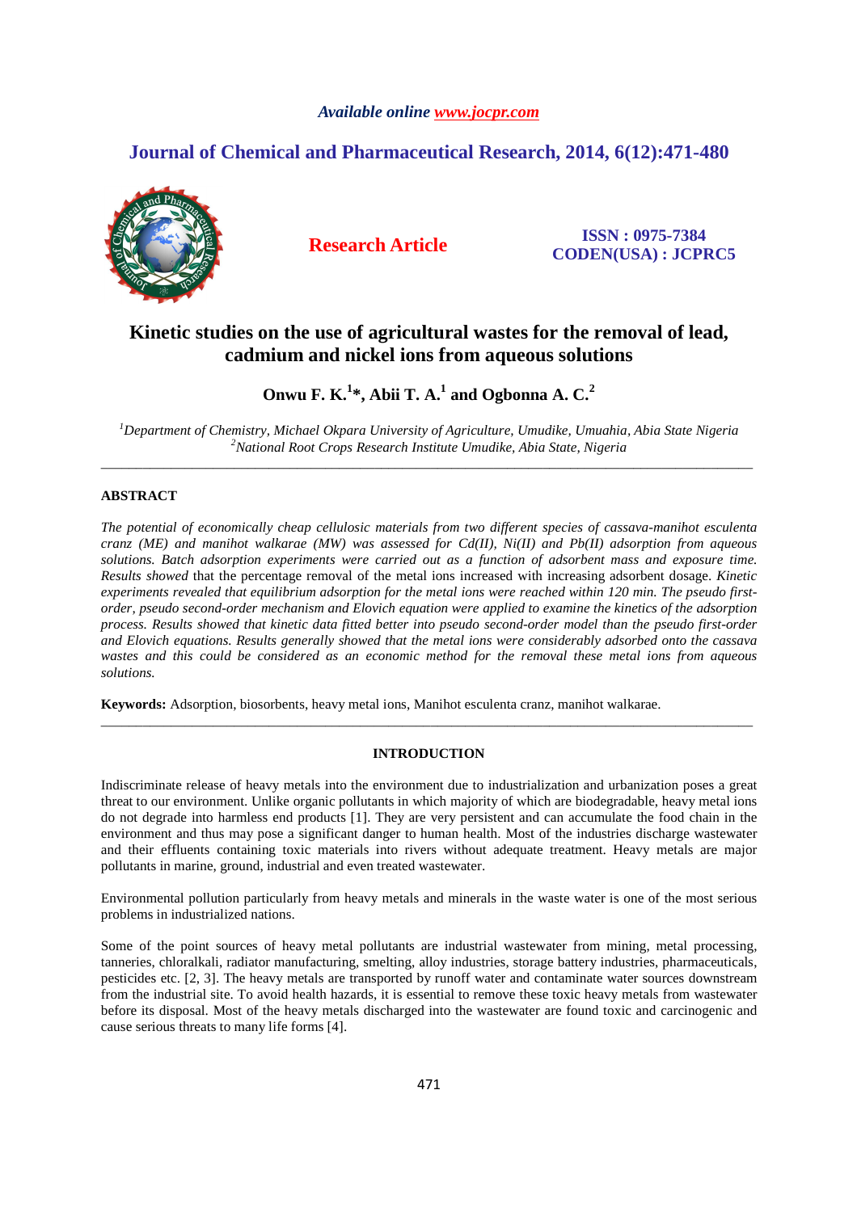# Kinetic studies on the use of agricultural wastes for the removal of lead, cadmium and nickel ions from aqueous solutions

**Onwu F. K.[1]*, Abii T. A.[1] and Ogbonna A. C.[2]**

*[1]Department of Chemistry, Michael Okpara University of Agriculture, Umudike, Umuahia, Abia State Nigeria*
*[2]National Root Crops Research Institute Umudike, Abia State, Nigeria*

---

## ABSTRACT

*The potential of economically cheap cellulosic materials from two different species of cassava-manihot esculenta cranz (ME) and manihot walkarae (MW) was assessed for Cd(II), Ni(II) and Pb(II) adsorption from aqueous solutions. Batch adsorption experiments were carried out as a function of adsorbent mass and exposure time. Results showed* that the percentage removal of the metal ions increased with increasing adsorbent dosage. *Kinetic experiments revealed that equilibrium adsorption for the metal ions were reached within 120 min. The pseudo first-order, pseudo second-order mechanism and Elovich equation were applied to examine the kinetics of the adsorption process. Results showed that kinetic data fitted better into pseudo second-order model than the pseudo first-order and Elovich equations. Results generally showed that the metal ions were considerably adsorbed onto the cassava wastes and this could be considered as an economic method for the removal these metal ions from aqueous solutions.*

**Keywords:** Adsorption, biosorbents, heavy metal ions, Manihot esculenta cranz, manihot walkarae.

---

## INTRODUCTION

Indiscriminate release of heavy metals into the environment due to industrialization and urbanization poses a great threat to our environment. Unlike organic pollutants in which majority of which are biodegradable, heavy metal ions do not degrade into harmless end products [1]. They are very persistent and can accumulate the food chain in the environment and thus may pose a significant danger to human health. Most of the industries discharge wastewater and their effluents containing toxic materials into rivers without adequate treatment. Heavy metals are major pollutants in marine, ground, industrial and even treated wastewater.

Environmental pollution particularly from heavy metals and minerals in the waste water is one of the most serious problems in industrialized nations.

Some of the point sources of heavy metal pollutants are industrial wastewater from mining, metal processing, tanneries, chloralkali, radiator manufacturing, smelting, alloy industries, storage battery industries, pharmaceuticals, pesticides etc. [2, 3]. The heavy metals are transported by runoff water and contaminate water sources downstream from the industrial site. To avoid health hazards, it is essential to remove these toxic heavy metals from wastewater before its disposal. Most of the heavy metals discharged into the wastewater are found toxic and carcinogenic and cause serious threats to many life forms [4].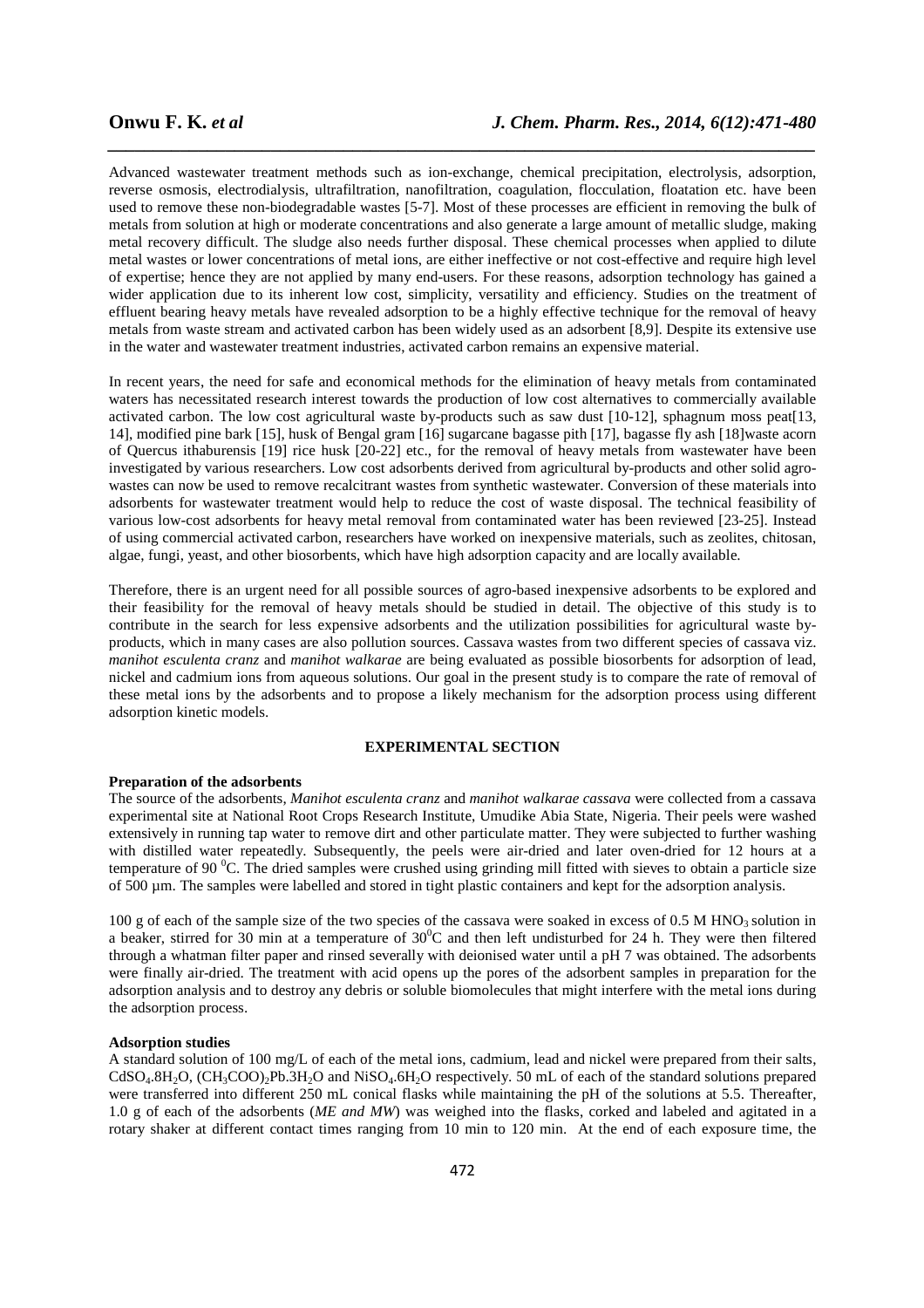Advanced wastewater treatment methods such as ion-exchange, chemical precipitation, electrolysis, adsorption, reverse osmosis, electrodialysis, ultrafiltration, nanofiltration, coagulation, flocculation, floatation etc. have been used to remove these non-biodegradable wastes [5-7]. Most of these processes are efficient in removing the bulk of metals from solution at high or moderate concentrations and also generate a large amount of metallic sludge, making metal recovery difficult. The sludge also needs further disposal. These chemical processes when applied to dilute metal wastes or lower concentrations of metal ions, are either ineffective or not cost-effective and require high level of expertise; hence they are not applied by many end-users. For these reasons, adsorption technology has gained a wider application due to its inherent low cost, simplicity, versatility and efficiency. Studies on the treatment of effluent bearing heavy metals have revealed adsorption to be a highly effective technique for the removal of heavy metals from waste stream and activated carbon has been widely used as an adsorbent [8,9]. Despite its extensive use in the water and wastewater treatment industries, activated carbon remains an expensive material.

In recent years, the need for safe and economical methods for the elimination of heavy metals from contaminated waters has necessitated research interest towards the production of low cost alternatives to commercially available activated carbon. The low cost agricultural waste by-products such as saw dust [10-12], sphagnum moss peat[13, 14], modified pine bark [15], husk of Bengal gram [16] sugarcane bagasse pith [17], bagasse fly ash [18]waste acorn of Quercus ithaburensis [19] rice husk [20-22] etc., for the removal of heavy metals from wastewater have been investigated by various researchers. Low cost adsorbents derived from agricultural by-products and other solid agro-wastes can now be used to remove recalcitrant wastes from synthetic wastewater. Conversion of these materials into adsorbents for wastewater treatment would help to reduce the cost of waste disposal. The technical feasibility of various low-cost adsorbents for heavy metal removal from contaminated water has been reviewed [23-25]. Instead of using commercial activated carbon, researchers have worked on inexpensive materials, such as zeolites, chitosan, algae, fungi, yeast, and other biosorbents, which have high adsorption capacity and are locally available.

Therefore, there is an urgent need for all possible sources of agro-based inexpensive adsorbents to be explored and their feasibility for the removal of heavy metals should be studied in detail. The objective of this study is to contribute in the search for less expensive adsorbents and the utilization possibilities for agricultural waste by-products, which in many cases are also pollution sources. Cassava wastes from two different species of cassava viz. *manihot esculenta cranz* and *manihot walkarae* are being evaluated as possible biosorbents for adsorption of lead, nickel and cadmium ions from aqueous solutions. Our goal in the present study is to compare the rate of removal of these metal ions by the adsorbents and to propose a likely mechanism for the adsorption process using different adsorption kinetic models.

## EXPERIMENTAL SECTION

### Preparation of the adsorbents

The source of the adsorbents, *Manihot esculenta cranz* and *manihot walkarae cassava* were collected from a cassava experimental site at National Root Crops Research Institute, Umudike Abia State, Nigeria. Their peels were washed extensively in running tap water to remove dirt and other particulate matter. They were subjected to further washing with distilled water repeatedly. Subsequently, the peels were air-dried and later oven-dried for 12 hours at a temperature of 90 $^0$C. The dried samples were crushed using grinding mill fitted with sieves to obtain a particle size of 500 µm. The samples were labelled and stored in tight plastic containers and kept for the adsorption analysis.

100 g of each of the sample size of the two species of the cassava were soaked in excess of 0.5 M $HNO_3$ solution in a beaker, stirred for 30 min at a temperature of 30$^0$C and then left undisturbed for 24 h. They were then filtered through a whatman filter paper and rinsed severally with deionised water until a pH 7 was obtained. The adsorbents were finally air-dried. The treatment with acid opens up the pores of the adsorbent samples in preparation for the adsorption analysis and to destroy any debris or soluble biomolecules that might interfere with the metal ions during the adsorption process.

### Adsorption studies

A standard solution of 100 mg/L of each of the metal ions, cadmium, lead and nickel were prepared from their salts, $CdSO_4.8H_2O$, $(CH_3COO)_2Pb.3H_2O$ and $NiSO_4.6H_2O$ respectively. 50 mL of each of the standard solutions prepared were transferred into different 250 mL conical flasks while maintaining the pH of the solutions at 5.5. Thereafter, 1.0 g of each of the adsorbents (*ME and MW*) was weighed into the flasks, corked and labeled and agitated in a rotary shaker at different contact times ranging from 10 min to 120 min. At the end of each exposure time, the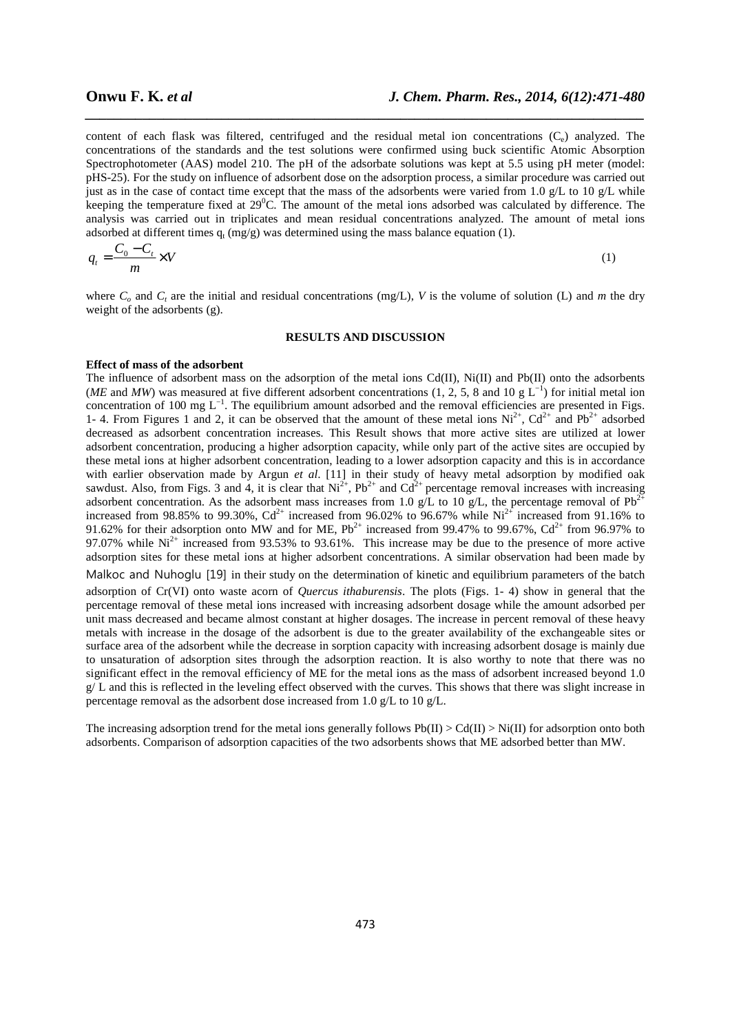content of each flask was filtered, centrifuged and the residual metal ion concentrations ($C_e$) analyzed. The concentrations of the standards and the test solutions were confirmed using buck scientific Atomic Absorption Spectrophotometer (AAS) model 210. The pH of the adsorbate solutions was kept at 5.5 using pH meter (model: pHS-25). For the study on influence of adsorbent dose on the adsorption process, a similar procedure was carried out just as in the case of contact time except that the mass of the adsorbents were varied from 1.0 g/L to 10 g/L while keeping the temperature fixed at 29$^0$C. The amount of the metal ions adsorbed was calculated by difference. The analysis was carried out in triplicates and mean residual concentrations analyzed. The amount of metal ions adsorbed at different times $q_t$ (mg/g) was determined using the mass balance equation (1).

$$q_t = \frac{C_0 - C_t}{m} \times V \tag{1}$$

where $C_o$ and $C_t$ are the initial and residual concentrations (mg/L), $V$ is the volume of solution (L) and $m$ the dry weight of the adsorbents (g).

## RESULTS AND DISCUSSION

**Effect of mass of the adsorbent**

The influence of adsorbent mass on the adsorption of the metal ions Cd(II), Ni(II) and Pb(II) onto the adsorbents (*ME* and *MW*) was measured at five different adsorbent concentrations (1, 2, 5, 8 and 10 g $L^{-1}$) for initial metal ion concentration of 100 mg $L^{-1}$. The equilibrium amount adsorbed and the removal efficiencies are presented in Figs. 1- 4. From Figures 1 and 2, it can be observed that the amount of these metal ions $Ni^{2+}$, $Cd^{2+}$ and $Pb^{2+}$ adsorbed decreased as adsorbent concentration increases. This Result shows that more active sites are utilized at lower adsorbent concentration, producing a higher adsorption capacity, while only part of the active sites are occupied by these metal ions at higher adsorbent concentration, leading to a lower adsorption capacity and this is in accordance with earlier observation made by Argun *et al*. [11] in their study of heavy metal adsorption by modified oak sawdust. Also, from Figs. 3 and 4, it is clear that $Ni^{2+}$, $Pb^{2+}$ and $Cd^{2+}$ percentage removal increases with increasing adsorbent concentration. As the adsorbent mass increases from 1.0 g/L to 10 g/L, the percentage removal of $Pb^{2+}$ increased from 98.85% to 99.30%, $Cd^{2+}$ increased from 96.02% to 96.67% while $Ni^{2+}$ increased from 91.16% to 91.62% for their adsorption onto MW and for ME, $Pb^{2+}$ increased from 99.47% to 99.67%, $Cd^{2+}$ from 96.97% to 97.07% while $Ni^{2+}$ increased from 93.53% to 93.61%. This increase may be due to the presence of more active adsorption sites for these metal ions at higher adsorbent concentrations. A similar observation had been made by Malkoc and Nuhoglu [19] in their study on the determination of kinetic and equilibrium parameters of the batch adsorption of Cr(VI) onto waste acorn of *Quercus ithaburensis*. The plots (Figs. 1- 4) show in general that the percentage removal of these metal ions increased with increasing adsorbent dosage while the amount adsorbed per unit mass decreased and became almost constant at higher dosages. The increase in percent removal of these heavy metals with increase in the dosage of the adsorbent is due to the greater availability of the exchangeable sites or surface area of the adsorbent while the decrease in sorption capacity with increasing adsorbent dosage is mainly due to unsaturation of adsorption sites through the adsorption reaction. It is also worthy to note that there was no significant effect in the removal efficiency of ME for the metal ions as the mass of adsorbent increased beyond 1.0 g/ L and this is reflected in the leveling effect observed with the curves. This shows that there was slight increase in percentage removal as the adsorbent dose increased from 1.0 g/L to 10 g/L.

The increasing adsorption trend for the metal ions generally follows Pb(II) > Cd(II) > Ni(II) for adsorption onto both adsorbents. Comparison of adsorption capacities of the two adsorbents shows that ME adsorbed better than MW.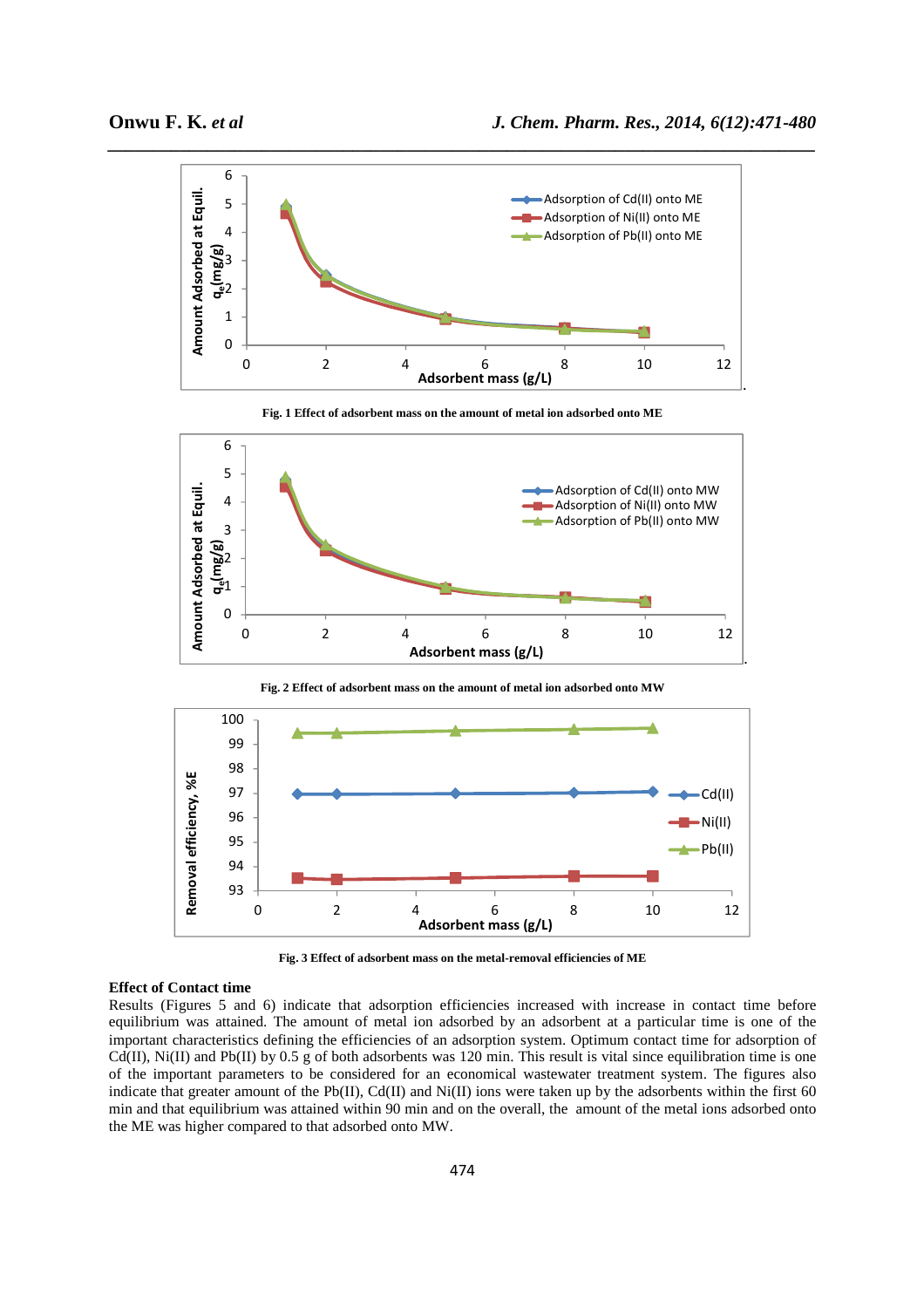Fig. 1 Effect of adsorbent mass on the amount of metal ion adsorbed onto ME

Fig. 2 Effect of adsorbent mass on the amount of metal ion adsorbed onto MW

Fig. 3 Effect of adsorbent mass on the metal-removal efficiencies of ME

**Effect of Contact time**

Results (Figures 5 and 6) indicate that adsorption efficiencies increased with increase in contact time before equilibrium was attained. The amount of metal ion adsorbed by an adsorbent at a particular time is one of the important characteristics defining the efficiencies of an adsorption system. Optimum contact time for adsorption of Cd(II), Ni(II) and Pb(II) by 0.5 g of both adsorbents was 120 min. This result is vital since equilibration time is one of the important parameters to be considered for an economical wastewater treatment system. The figures also indicate that greater amount of the Pb(II), Cd(II) and Ni(II) ions were taken up by the adsorbents within the first 60 min and that equilibrium was attained within 90 min and on the overall, the amount of the metal ions adsorbed onto the ME was higher compared to that adsorbed onto MW.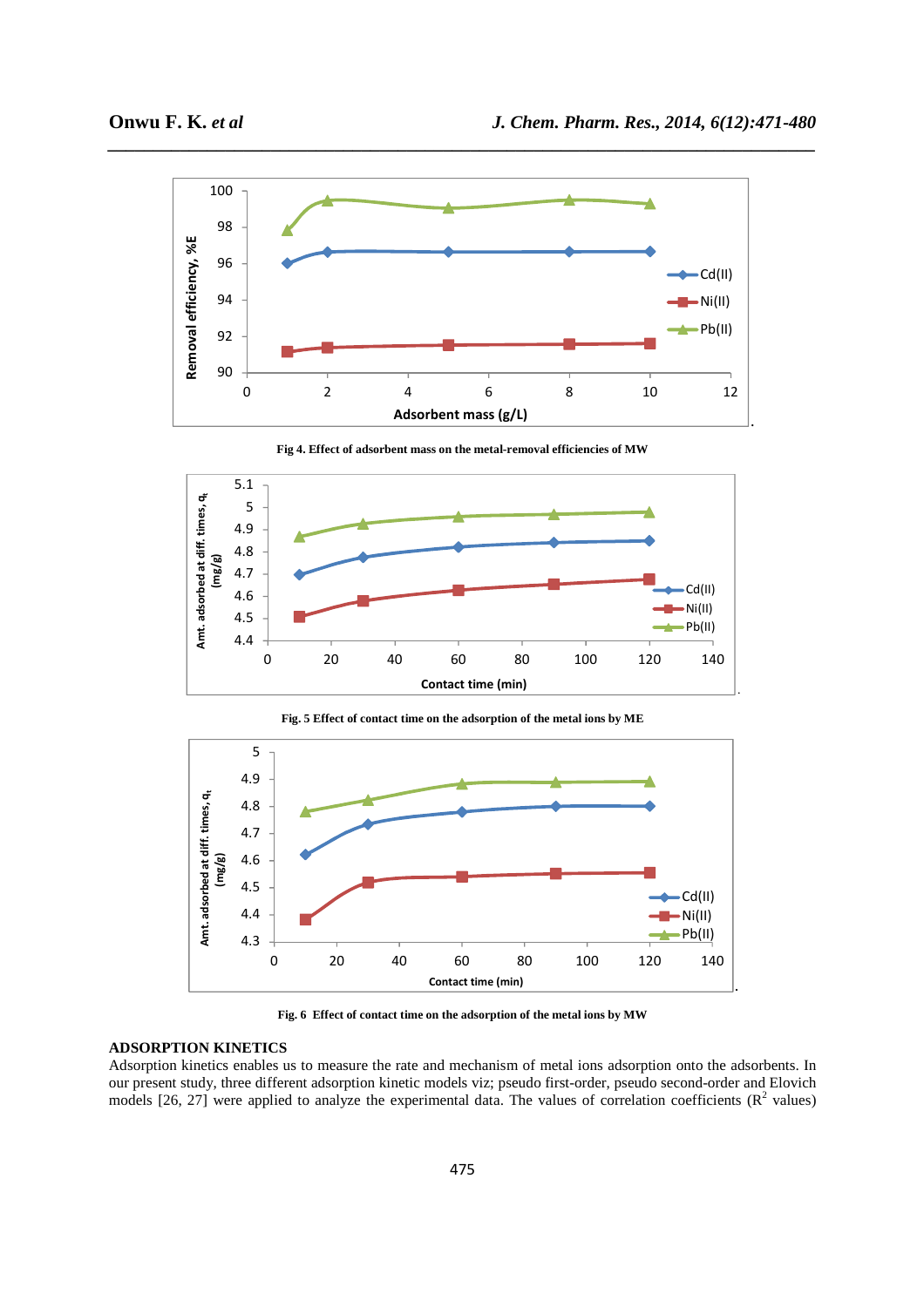Fig 4. Effect of adsorbent mass on the metal-removal efficiencies of MW

Fig. 5 Effect of contact time on the adsorption of the metal ions by ME

Fig. 6 Effect of contact time on the adsorption of the metal ions by MW

**ADSORPTION KINETICS**

Adsorption kinetics enables us to measure the rate and mechanism of metal ions adsorption onto the adsorbents. In our present study, three different adsorption kinetic models viz; pseudo first-order, pseudo second-order and Elovich models [26, 27] were applied to analyze the experimental data. The values of correlation coefficients ($R^2$ values)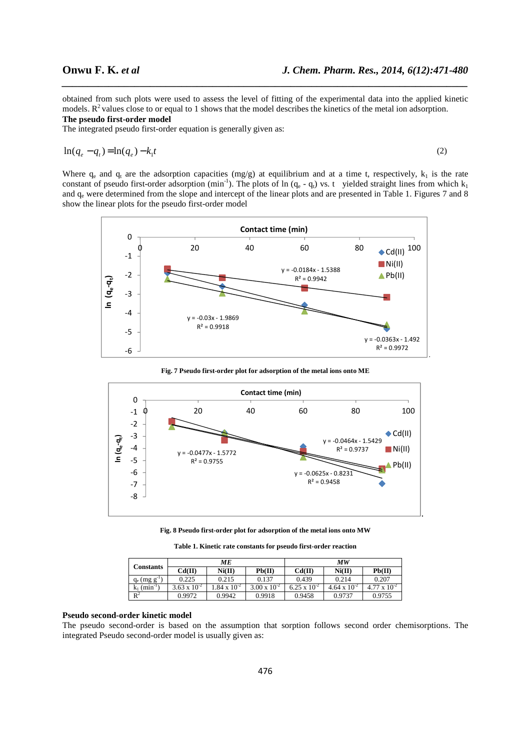obtained from such plots were used to assess the level of fitting of the experimental data into the applied kinetic models. $R^2$ values close to or equal to 1 shows that the model describes the kinetics of the metal ion adsorption.

**The pseudo first-order model**

The integrated pseudo first-order equation is generally given as:

$$\ln(q_e - q_t) = \ln(q_e) - k_1 t \tag{2}$$

Where $q_e$ and $q_t$ are the adsorption capacities (mg/g) at equilibrium and at a time t, respectively, $k_1$ is the rate constant of pseudo first-order adsorption ($min^{-1}$). The plots of ln ($q_e$ - $q_t$) vs. t yielded straight lines from which $k_1$ and $q_e$ were determined from the slope and intercept of the linear plots and are presented in Table 1. Figures 7 and 8 show the linear plots for the pseudo first-order model

**Fig. 7 Pseudo first-order plot for adsorption of the metal ions onto ME**

**Fig. 8 Pseudo first-order plot for adsorption of the metal ions onto MW**

**Table 1. Kinetic rate constants for pseudo first-order reaction**

| Constants | *ME* | | | *MW* | | |
|---|---|---|---|---|---|---|
| | **Cd(II)** | **Ni(II)** | **Pb(II)** | **Cd(II)** | **Ni(II)** | **Pb(II)** |
| $q_e$ (mg $g^{-1}$) | 0.225 | 0.215 | 0.137 | 0.439 | 0.214 | 0.207 |
| $k_1$ ($min^{-1}$) | $3.63 \times 10^{-2}$ | $1.84 \times 10^{-2}$ | $3.00 \times 10^{-2}$ | $6.25 \times 10^{-2}$ | $4.64 \times 10^{-2}$ | $4.77 \times 10^{-2}$ |
| $R^2$ | 0.9972 | 0.9942 | 0.9918 | 0.9458 | 0.9737 | 0.9755 |

**Pseudo second-order kinetic model**

The pseudo second-order is based on the assumption that sorption follows second order chemisorptions. The integrated Pseudo second-order model is usually given as: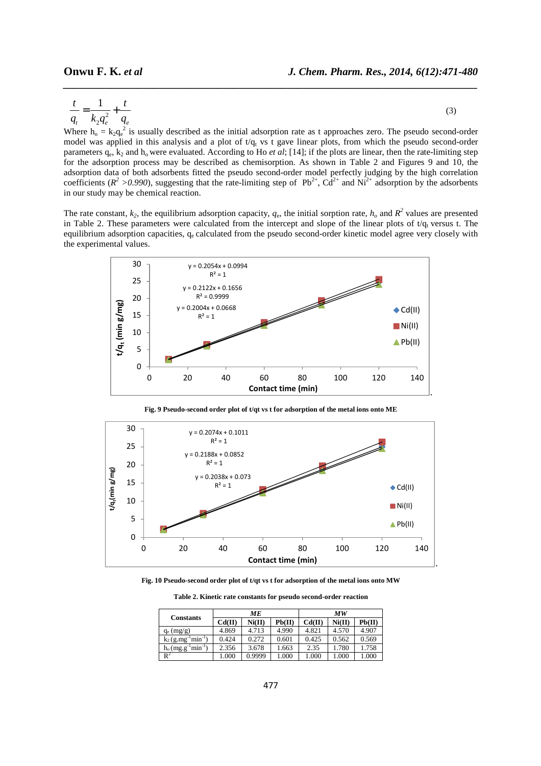$$\frac{t}{q_t} = \frac{1}{k_2 q_e^2} + \frac{t}{q_e} \quad (3)$$

Where $h_o = k_2 q_e^2$ is usually described as the initial adsorption rate as t approaches zero. The pseudo second-order model was applied in this analysis and a plot of $t/q_t$ vs t gave linear plots, from which the pseudo second-order parameters $q_e$, $k_2$ and $h_o$ were evaluated. According to Ho *et al*; [14]; if the plots are linear, then the rate-limiting step for the adsorption process may be described as chemisorption. As shown in Table 2 and Figures 9 and 10, the adsorption data of both adsorbents fitted the pseudo second-order model perfectly judging by the high correlation coefficients ($R^2 > 0.990$), suggesting that the rate-limiting step of $Pb^{2+}$, $Cd^{2+}$ and $Ni^{2+}$ adsorption by the adsorbents in our study may be chemical reaction.

The rate constant, $k_2$, the equilibrium adsorption capacity, $q_e$, the initial sorption rate, $h_o$ and $R^2$ values are presented in Table 2. These parameters were calculated from the intercept and slope of the linear plots of $t/q_t$ versus t. The equilibrium adsorption capacities, $q_e$ calculated from the pseudo second-order kinetic model agree very closely with the experimental values.

**Fig. 9 Pseudo-second order plot of t/qt vs t for adsorption of the metal ions onto ME**

**Fig. 10 Pseudo-second order plot of t/qt vs t for adsorption of the metal ions onto MW**

**Table 2. Kinetic rate constants for pseudo second-order reaction**

| Constants | *ME* | | | *MW* | | |
|---|---|---|---|---|---|---|
| | Cd(II) | Ni(II) | Pb(II) | Cd(II) | Ni(II) | Pb(II) |
| $q_e$ (mg/g) | 4.869 | 4.713 | 4.990 | 4.821 | 4.570 | 4.907 |
| $k_2$ (g.mg$^{-1}$min$^{-1}$) | 0.424 | 0.272 | 0.601 | 0.425 | 0.562 | 0.569 |
| $h_o$ (mg.g$^{-1}$min$^{-1}$) | 2.356 | 3.678 | 1.663 | 2.35 | 1.780 | 1.758 |
| $R^2$ | 1.000 | 0.9999 | 1.000 | 1.000 | 1.000 | 1.000 |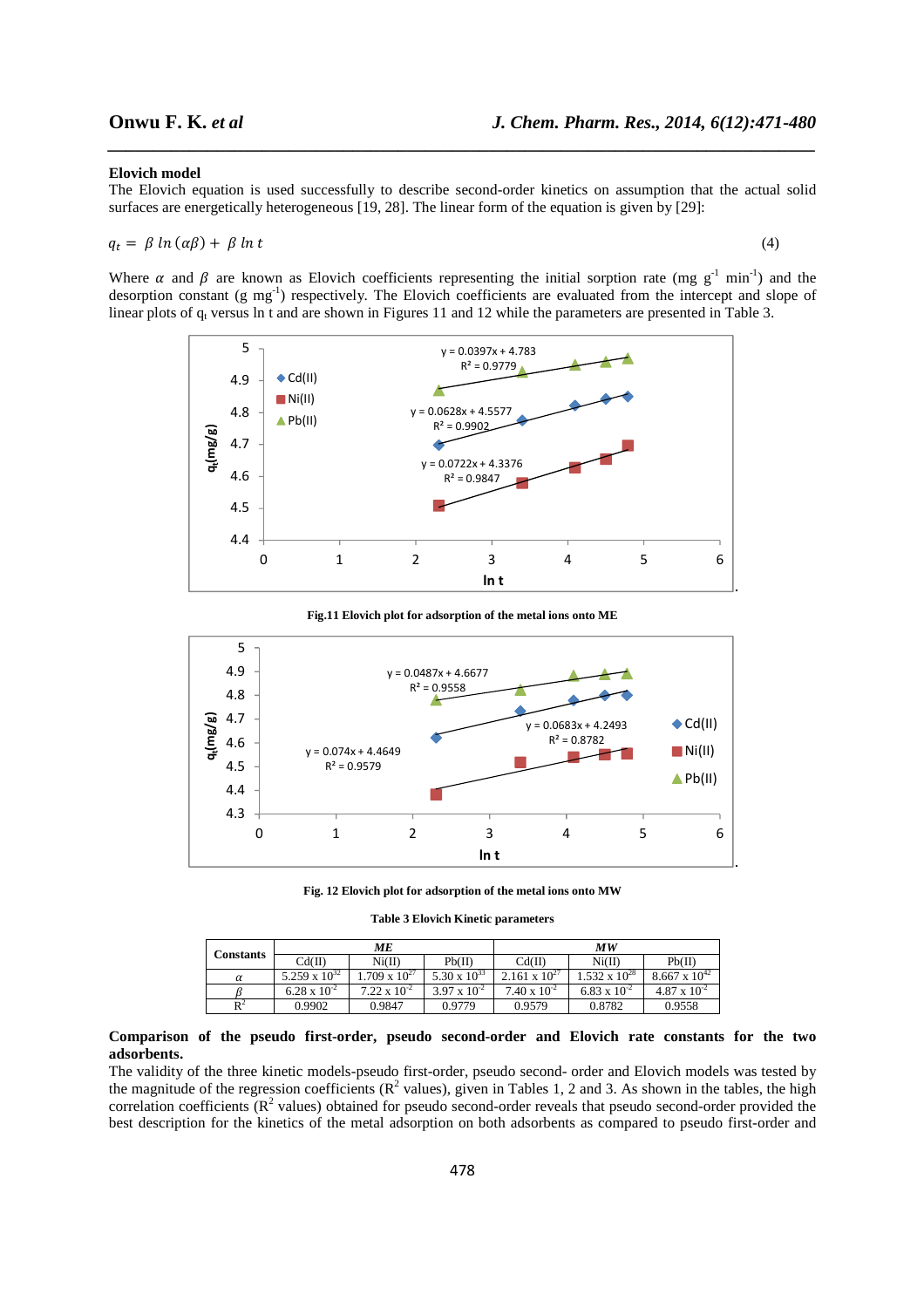**Elovich model**

The Elovich equation is used successfully to describe second-order kinetics on assumption that the actual solid surfaces are energetically heterogeneous [19, 28]. The linear form of the equation is given by [29]:

$$q_t = \beta \ln(\alpha\beta) + \beta \ln t \quad (4)$$

Where $\alpha$ and $\beta$ are known as Elovich coefficients representing the initial sorption rate (mg $g^{-1}$ $min^{-1}$) and the desorption constant (g $mg^{-1}$) respectively. The Elovich coefficients are evaluated from the intercept and slope of linear plots of $q_t$ versus ln t and are shown in Figures 11 and 12 while the parameters are presented in Table 3.

**Fig.11 Elovich plot for adsorption of the metal ions onto ME**

**Fig. 12 Elovich plot for adsorption of the metal ions onto MW**

**Table 3 Elovich Kinetic parameters**

| Constants | ME | | | MW | | |
|---|---|---|---|---|---|---|
| | Cd(II) | Ni(II) | Pb(II) | Cd(II) | Ni(II) | Pb(II) |
| $\alpha$ | $5.259 \times 10^{32}$ | $1.709 \times 10^{27}$ | $5.30 \times 10^{33}$ | $2.161 \times 10^{27}$ | $1.532 \times 10^{28}$ | $8.667 \times 10^{42}$ |
| $\beta$ | $6.28 \times 10^{-2}$ | $7.22 \times 10^{-2}$ | $3.97 \times 10^{-2}$ | $7.40 \times 10^{-2}$ | $6.83 \times 10^{-2}$ | $4.87 \times 10^{-2}$ |
| $R^2$ | 0.9902 | 0.9847 | 0.9779 | 0.9579 | 0.8782 | 0.9558 |

**Comparison of the pseudo first-order, pseudo second-order and Elovich rate constants for the two adsorbents.**

The validity of the three kinetic models-pseudo first-order, pseudo second- order and Elovich models was tested by the magnitude of the regression coefficients ($R^2$ values), given in Tables 1, 2 and 3. As shown in the tables, the high correlation coefficients ($R^2$ values) obtained for pseudo second-order reveals that pseudo second-order provided the best description for the kinetics of the metal adsorption on both adsorbents as compared to pseudo first-order and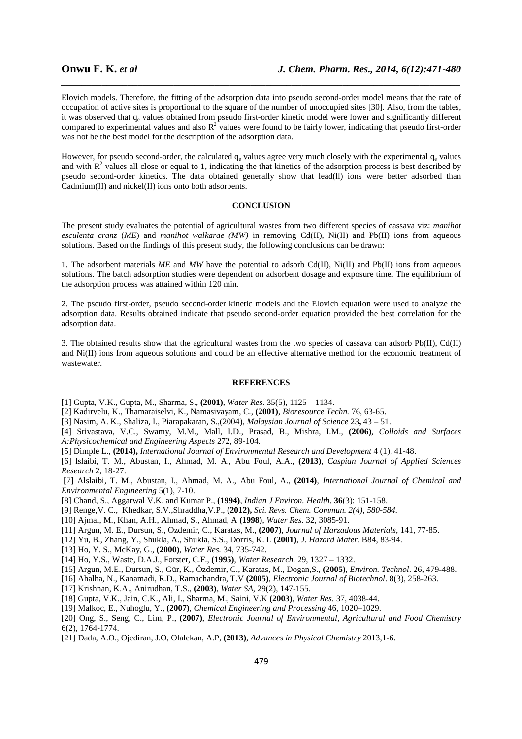Elovich models. Therefore, the fitting of the adsorption data into pseudo second-order model means that the rate of occupation of active sites is proportional to the square of the number of unoccupied sites [30]. Also, from the tables, it was observed that $q_e$ values obtained from pseudo first-order kinetic model were lower and significantly different compared to experimental values and also $R^2$ values were found to be fairly lower, indicating that pseudo first-order was not be the best model for the description of the adsorption data.

However, for pseudo second-order, the calculated $q_e$ values agree very much closely with the experimental $q_e$ values and with $R^2$ values all close or equal to 1, indicating the that kinetics of the adsorption process is best described by pseudo second-order kinetics. The data obtained generally show that lead(ll) ions were better adsorbed than Cadmium(II) and nickel(II) ions onto both adsorbents.

## CONCLUSION

The present study evaluates the potential of agricultural wastes from two different species of cassava viz: *manihot esculenta cranz* (*ME*) and *manihot walkarae (MW)* in removing Cd(II), Ni(II) and Pb(II) ions from aqueous solutions. Based on the findings of this present study, the following conclusions can be drawn:

1. The adsorbent materials *ME* and *MW* have the potential to adsorb Cd(II), Ni(II) and Pb(II) ions from aqueous solutions. The batch adsorption studies were dependent on adsorbent dosage and exposure time. The equilibrium of the adsorption process was attained within 120 min.

2. The pseudo first-order, pseudo second-order kinetic models and the Elovich equation were used to analyze the adsorption data. Results obtained indicate that pseudo second-order equation provided the best correlation for the adsorption data.

3. The obtained results show that the agricultural wastes from the two species of cassava can adsorb Pb(II), Cd(II) and Ni(II) ions from aqueous solutions and could be an effective alternative method for the economic treatment of wastewater.

## REFERENCES

[1] Gupta, V.K., Gupta, M., Sharma, S., **(2001)**, *Water Res.* 35(5), 1125 – 1134.

[2] Kadirvelu, K., Thamaraiselvi, K., Namasivayam, C., **(2001)**, *Bioresource Techn.* 76, 63-65.

[3] Nasim, A. K., Shaliza, I., Piarapakaran, S.,(2004), *Malaysian Journal of Science* 23**,** 43 – 51.

[4] Srivastava, V.C., Swamy, M.M., Mall, I.D., Prasad, B., Mishra, I.M., **(2006)**, *Colloids and Surfaces A:Physicochemical and Engineering Aspects* 272, 89-104.

[5] Dimple L., **(2014),** *International Journal of Environmental Research and Development* 4 (1), 41-48.

[6] lslaibi, T. M., Abustan, I., Ahmad, M. A., Abu Foul, A.A., **(2013)**, *Caspian Journal of Applied Sciences Research* 2, 18-27.

[7] Alslaibi, T. M., Abustan, I., Ahmad, M. A., Abu Foul, A., **(2014)**, *International Journal of Chemical and Environmental Engineering* 5(1), 7-10.

[8] Chand, S., Aggarwal V.K. and Kumar P., **(1994)**, *Indian J Environ. Health*, **36**(3): 151-158.

[9] Renge,V. C., Khedkar, S.V.,Shraddha,V.P., **(2012),** *Sci. Revs. Chem. Commun. 2(4), 580-584.*

[10] Ajmal, M., Khan, A.H., Ahmad, S., Ahmad, A **(1998)**, *Water Res*. 32, 3085-91.

[11] Argun, M. E., Dursun, S., Ozdemir, C., Karatas, M., **(2007)**, *Journal of Harzadous Materials*, 141, 77-85.

[12] Yu, B., Zhang, Y., Shukla, A., Shukla, S.S., Dorris, K. L **(2001)**, *J. Hazard Mater*. B84, 83-94.

[13] Ho, Y. S., McKay, G., **(2000)**, *Water Res.* 34, 735-742.

[14] Ho, Y.S., Waste, D.A.J., Forster, C.F., **(1995)**, *Water Research.* 29, 1327 – 1332.

[15] Argun, M.E., Dursun, S., Gür, K., Özdemir, C., Karatas, M., Dogan,S., **(2005)**, *Environ. Technol*. 26, 479-488.

[16] Ahalha, N., Kanamadi, R.D., Ramachandra, T.V **(2005)**, *Electronic Journal of Biotechnol*. 8(3), 258-263.

[17] Krishnan, K.A., Anirudhan, T.S., **(2003)**, *Water SA*, 29(2), 147-155.

[18] Gupta, V.K., Jain, C.K., Ali, I., Sharma, M., Saini, V.K **(2003)**, *Water Res.* 37, 4038-44.

[19] Malkoc, E., Nuhoglu, Y., **(2007)**, *Chemical Engineering and Processing* 46, 1020–1029.

[20] Ong, S., Seng, C., Lim, P., **(2007)**, *Electronic Journal of Environmental, Agricultural and Food Chemistry* 6(2), 1764-1774.

[21] Dada, A.O., Ojediran, J.O, Olalekan, A.P, **(2013)**, *Advances in Physical Chemistry* 2013,1-6.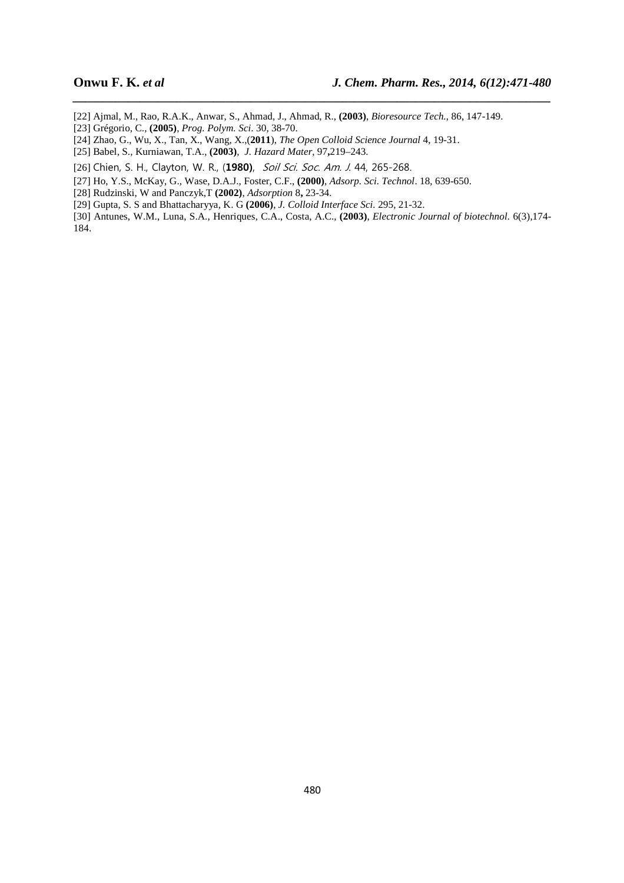[22] Ajmal, M., Rao, R.A.K., Anwar, S., Ahmad, J., Ahmad, R., **(2003)**, *Bioresource Tech.*, 86, 147-149.
[23] Grégorio, C., **(2005)**, *Prog. Polym. Sci*. 30, 38-70.
[24] Zhao, G., Wu, X., Tan, X., Wang, X.,(**2011**), *The Open Colloid Science Journal* 4, 19-31.
[25] Babel, S., Kurniawan, T.A., **(2003)**, *J. Hazard Mater*, 97**,**219–243.
[26] Chien, S. H., Clayton, W. R., (**1980**), *Soil Sci. Soc. Am. J.* 44, 265-268.
[27] Ho, Y.S., McKay, G., Wase, D.A.J., Foster, C.F., **(2000)**, *Adsorp. Sci. Technol*. 18, 639-650.
[28] Rudzinski, W and Panczyk,T **(2002)**, *Adsorption* 8**,** 23-34.
[29] Gupta, S. S and Bhattacharyya, K. G **(2006)**, *J. Colloid Interface Sci.* 295, 21-32.
[30] Antunes, W.M., Luna, S.A., Henriques, C.A., Costa, A.C., **(2003)**, *Electronic Journal of biotechnol.* 6(3),174-184.